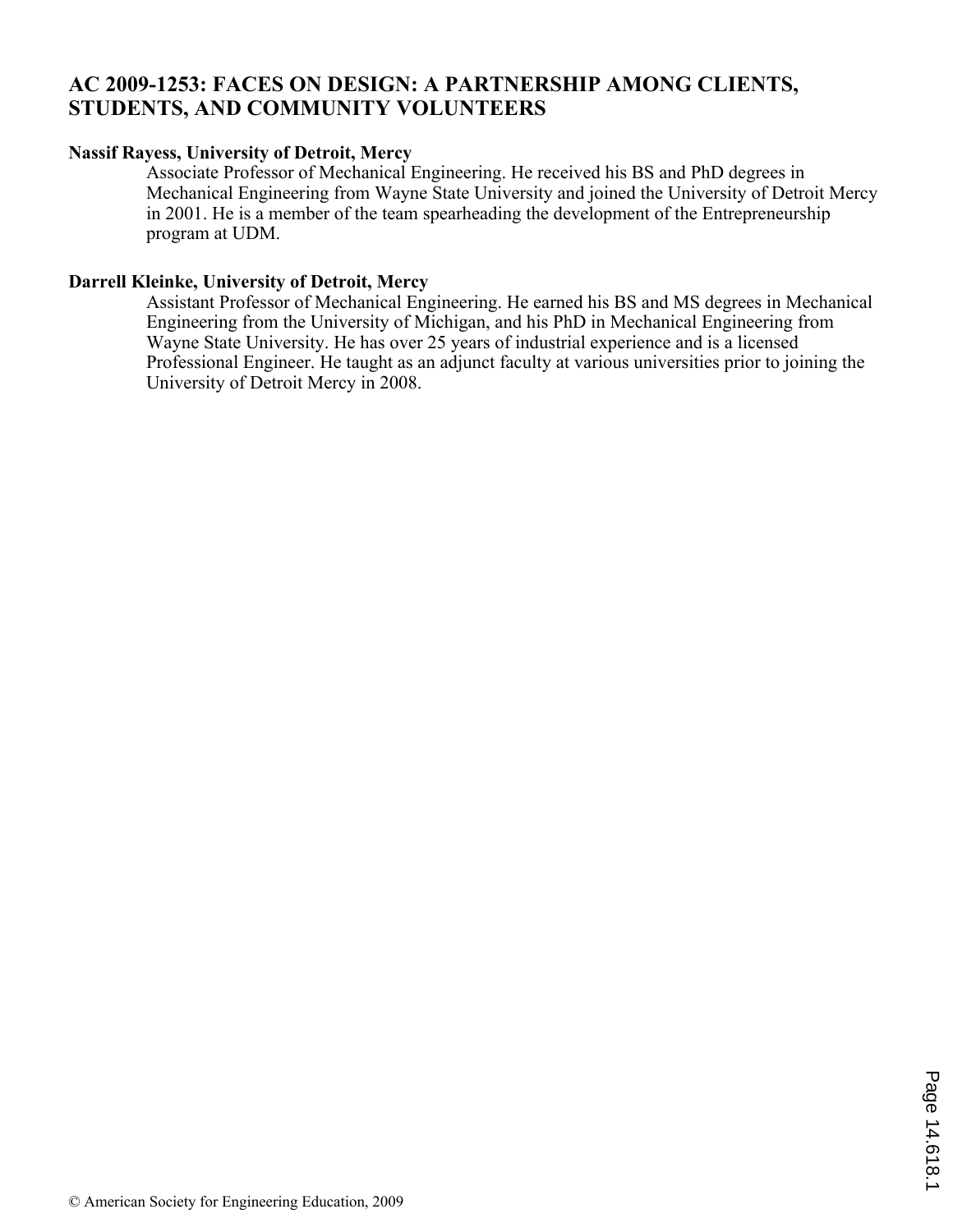# AC 2009-1253: FACES ON DESIGN: A PARTNERSHIP AMONG CLIENTS, STUDENTS, AND COMMUNITY VOLUNTEERS

**Nassif Rayess, University of Detroit, Mercy**

Associate Professor of Mechanical Engineering. He received his BS and PhD degrees in Mechanical Engineering from Wayne State University and joined the University of Detroit Mercy in 2001. He is a member of the team spearheading the development of the Entrepreneurship program at UDM.

**Darrell Kleinke, University of Detroit, Mercy**

Assistant Professor of Mechanical Engineering. He earned his BS and MS degrees in Mechanical Engineering from the University of Michigan, and his PhD in Mechanical Engineering from Wayne State University. He has over 25 years of industrial experience and is a licensed Professional Engineer. He taught as an adjunct faculty at various universities prior to joining the University of Detroit Mercy in 2008.

© American Society for Engineering Education, 2009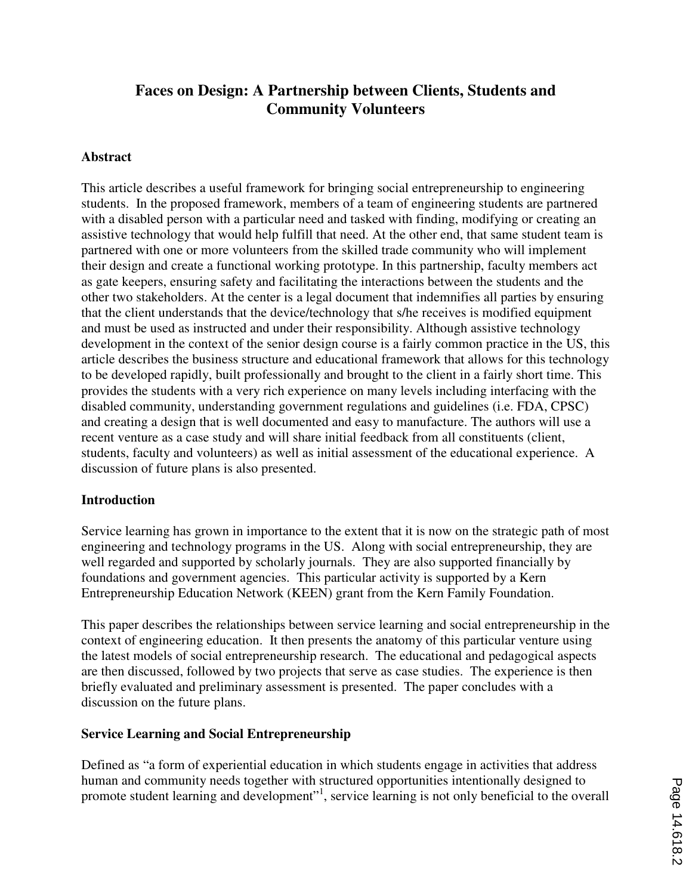# Faces on Design: A Partnership between Clients, Students and Community Volunteers

## Abstract

This article describes a useful framework for bringing social entrepreneurship to engineering students. In the proposed framework, members of a team of engineering students are partnered with a disabled person with a particular need and tasked with finding, modifying or creating an assistive technology that would help fulfill that need. At the other end, that same student team is partnered with one or more volunteers from the skilled trade community who will implement their design and create a functional working prototype. In this partnership, faculty members act as gate keepers, ensuring safety and facilitating the interactions between the students and the other two stakeholders. At the center is a legal document that indemnifies all parties by ensuring that the client understands that the device/technology that s/he receives is modified equipment and must be used as instructed and under their responsibility. Although assistive technology development in the context of the senior design course is a fairly common practice in the US, this article describes the business structure and educational framework that allows for this technology to be developed rapidly, built professionally and brought to the client in a fairly short time. This provides the students with a very rich experience on many levels including interfacing with the disabled community, understanding government regulations and guidelines (i.e. FDA, CPSC) and creating a design that is well documented and easy to manufacture. The authors will use a recent venture as a case study and will share initial feedback from all constituents (client, students, faculty and volunteers) as well as initial assessment of the educational experience. A discussion of future plans is also presented.

## Introduction

Service learning has grown in importance to the extent that it is now on the strategic path of most engineering and technology programs in the US. Along with social entrepreneurship, they are well regarded and supported by scholarly journals. They are also supported financially by foundations and government agencies. This particular activity is supported by a Kern Entrepreneurship Education Network (KEEN) grant from the Kern Family Foundation.

This paper describes the relationships between service learning and social entrepreneurship in the context of engineering education. It then presents the anatomy of this particular venture using the latest models of social entrepreneurship research. The educational and pedagogical aspects are then discussed, followed by two projects that serve as case studies. The experience is then briefly evaluated and preliminary assessment is presented. The paper concludes with a discussion on the future plans.

## Service Learning and Social Entrepreneurship

Defined as "a form of experiential education in which students engage in activities that address human and community needs together with structured opportunities intentionally designed to promote student learning and development"[1], service learning is not only beneficial to the overall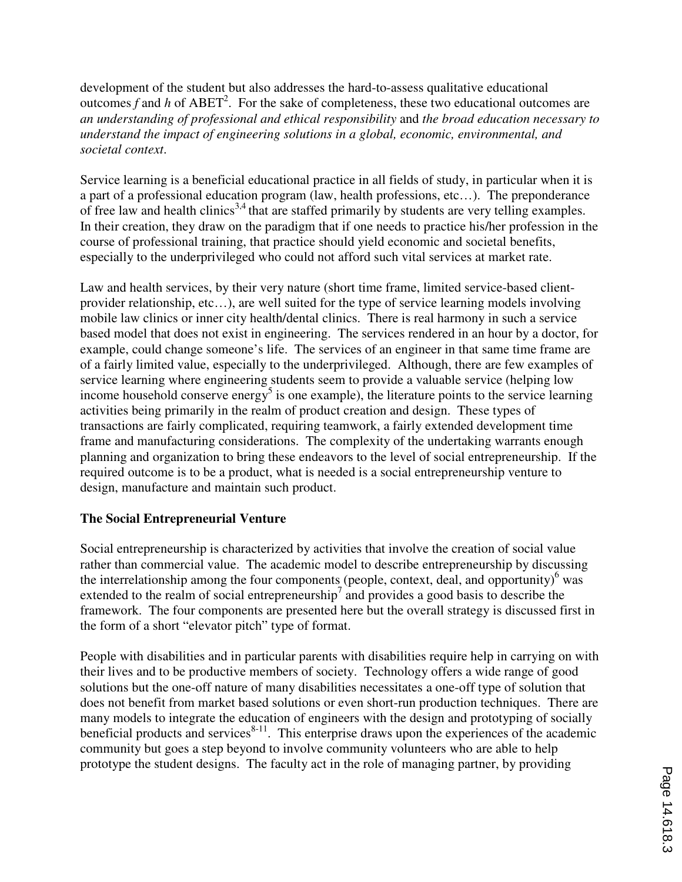development of the student but also addresses the hard-to-assess qualitative educational outcomes *f* and *h* of ABET[2]. For the sake of completeness, these two educational outcomes are *an understanding of professional and ethical responsibility* and *the broad education necessary to understand the impact of engineering solutions in a global, economic, environmental, and societal context*.

Service learning is a beneficial educational practice in all fields of study, in particular when it is a part of a professional education program (law, health professions, etc…). The preponderance of free law and health clinics[3,4] that are staffed primarily by students are very telling examples. In their creation, they draw on the paradigm that if one needs to practice his/her profession in the course of professional training, that practice should yield economic and societal benefits, especially to the underprivileged who could not afford such vital services at market rate.

Law and health services, by their very nature (short time frame, limited service-based client-provider relationship, etc…), are well suited for the type of service learning models involving mobile law clinics or inner city health/dental clinics. There is real harmony in such a service based model that does not exist in engineering. The services rendered in an hour by a doctor, for example, could change someone's life. The services of an engineer in that same time frame are of a fairly limited value, especially to the underprivileged. Although, there are few examples of service learning where engineering students seem to provide a valuable service (helping low income household conserve energy[5] is one example), the literature points to the service learning activities being primarily in the realm of product creation and design. These types of transactions are fairly complicated, requiring teamwork, a fairly extended development time frame and manufacturing considerations. The complexity of the undertaking warrants enough planning and organization to bring these endeavors to the level of social entrepreneurship. If the required outcome is to be a product, what is needed is a social entrepreneurship venture to design, manufacture and maintain such product.

## The Social Entrepreneurial Venture

Social entrepreneurship is characterized by activities that involve the creation of social value rather than commercial value. The academic model to describe entrepreneurship by discussing the interrelationship among the four components (people, context, deal, and opportunity)[6] was extended to the realm of social entrepreneurship[7] and provides a good basis to describe the framework. The four components are presented here but the overall strategy is discussed first in the form of a short "elevator pitch" type of format.

People with disabilities and in particular parents with disabilities require help in carrying on with their lives and to be productive members of society. Technology offers a wide range of good solutions but the one-off nature of many disabilities necessitates a one-off type of solution that does not benefit from market based solutions or even short-run production techniques. There are many models to integrate the education of engineers with the design and prototyping of socially beneficial products and services[8-11]. This enterprise draws upon the experiences of the academic community but goes a step beyond to involve community volunteers who are able to help prototype the student designs. The faculty act in the role of managing partner, by providing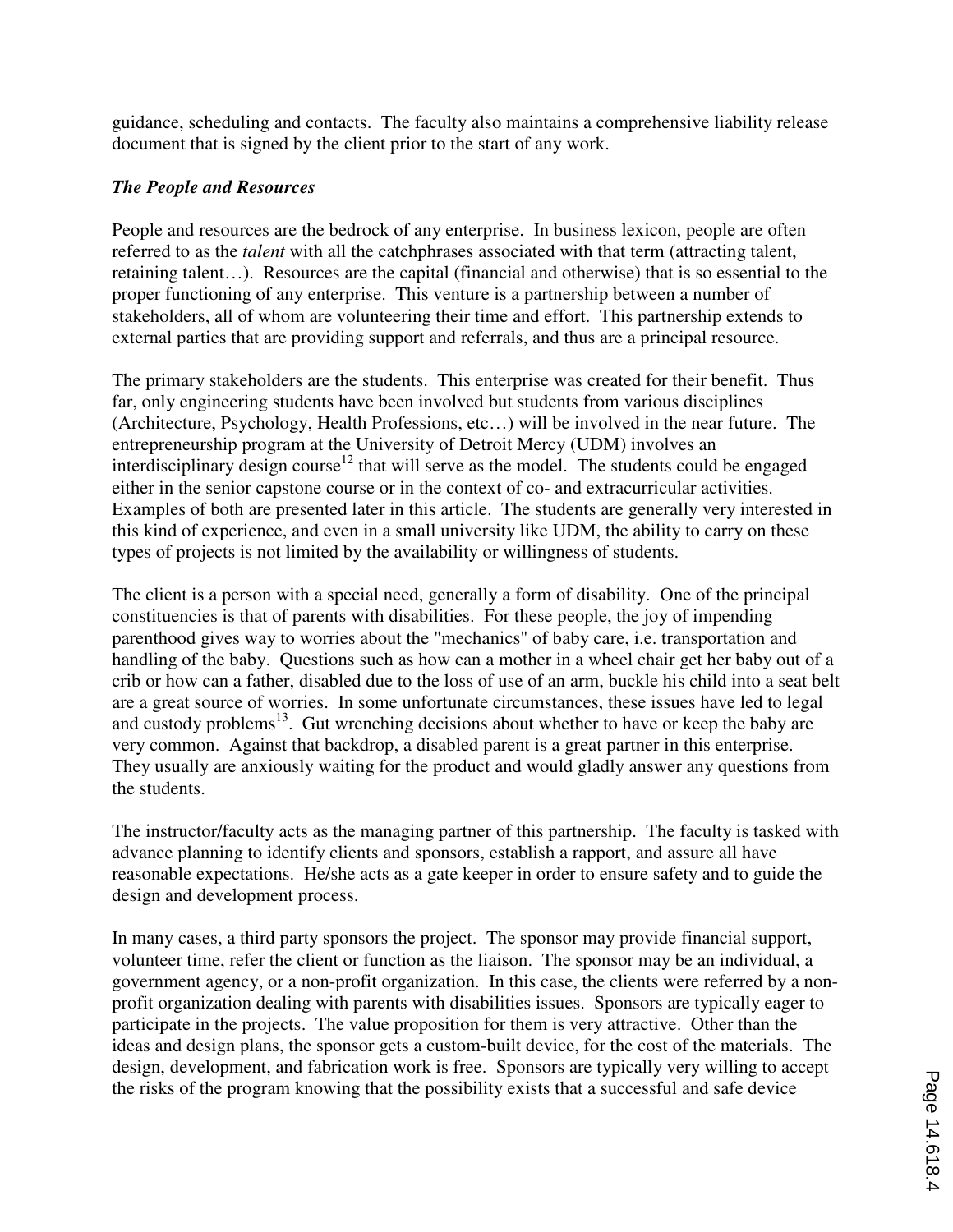guidance, scheduling and contacts. The faculty also maintains a comprehensive liability release document that is signed by the client prior to the start of any work.

***The People and Resources***

People and resources are the bedrock of any enterprise. In business lexicon, people are often referred to as the *talent* with all the catchphrases associated with that term (attracting talent, retaining talent…). Resources are the capital (financial and otherwise) that is so essential to the proper functioning of any enterprise. This venture is a partnership between a number of stakeholders, all of whom are volunteering their time and effort. This partnership extends to external parties that are providing support and referrals, and thus are a principal resource.

The primary stakeholders are the students. This enterprise was created for their benefit. Thus far, only engineering students have been involved but students from various disciplines (Architecture, Psychology, Health Professions, etc…) will be involved in the near future. The entrepreneurship program at the University of Detroit Mercy (UDM) involves an interdisciplinary design course[12] that will serve as the model. The students could be engaged either in the senior capstone course or in the context of co- and extracurricular activities. Examples of both are presented later in this article. The students are generally very interested in this kind of experience, and even in a small university like UDM, the ability to carry on these types of projects is not limited by the availability or willingness of students.

The client is a person with a special need, generally a form of disability. One of the principal constituencies is that of parents with disabilities. For these people, the joy of impending parenthood gives way to worries about the "mechanics" of baby care, i.e. transportation and handling of the baby. Questions such as how can a mother in a wheel chair get her baby out of a crib or how can a father, disabled due to the loss of use of an arm, buckle his child into a seat belt are a great source of worries. In some unfortunate circumstances, these issues have led to legal and custody problems[13]. Gut wrenching decisions about whether to have or keep the baby are very common. Against that backdrop, a disabled parent is a great partner in this enterprise. They usually are anxiously waiting for the product and would gladly answer any questions from the students.

The instructor/faculty acts as the managing partner of this partnership. The faculty is tasked with advance planning to identify clients and sponsors, establish a rapport, and assure all have reasonable expectations. He/she acts as a gate keeper in order to ensure safety and to guide the design and development process.

In many cases, a third party sponsors the project. The sponsor may provide financial support, volunteer time, refer the client or function as the liaison. The sponsor may be an individual, a government agency, or a non-profit organization. In this case, the clients were referred by a non-profit organization dealing with parents with disabilities issues. Sponsors are typically eager to participate in the projects. The value proposition for them is very attractive. Other than the ideas and design plans, the sponsor gets a custom-built device, for the cost of the materials. The design, development, and fabrication work is free. Sponsors are typically very willing to accept the risks of the program knowing that the possibility exists that a successful and safe device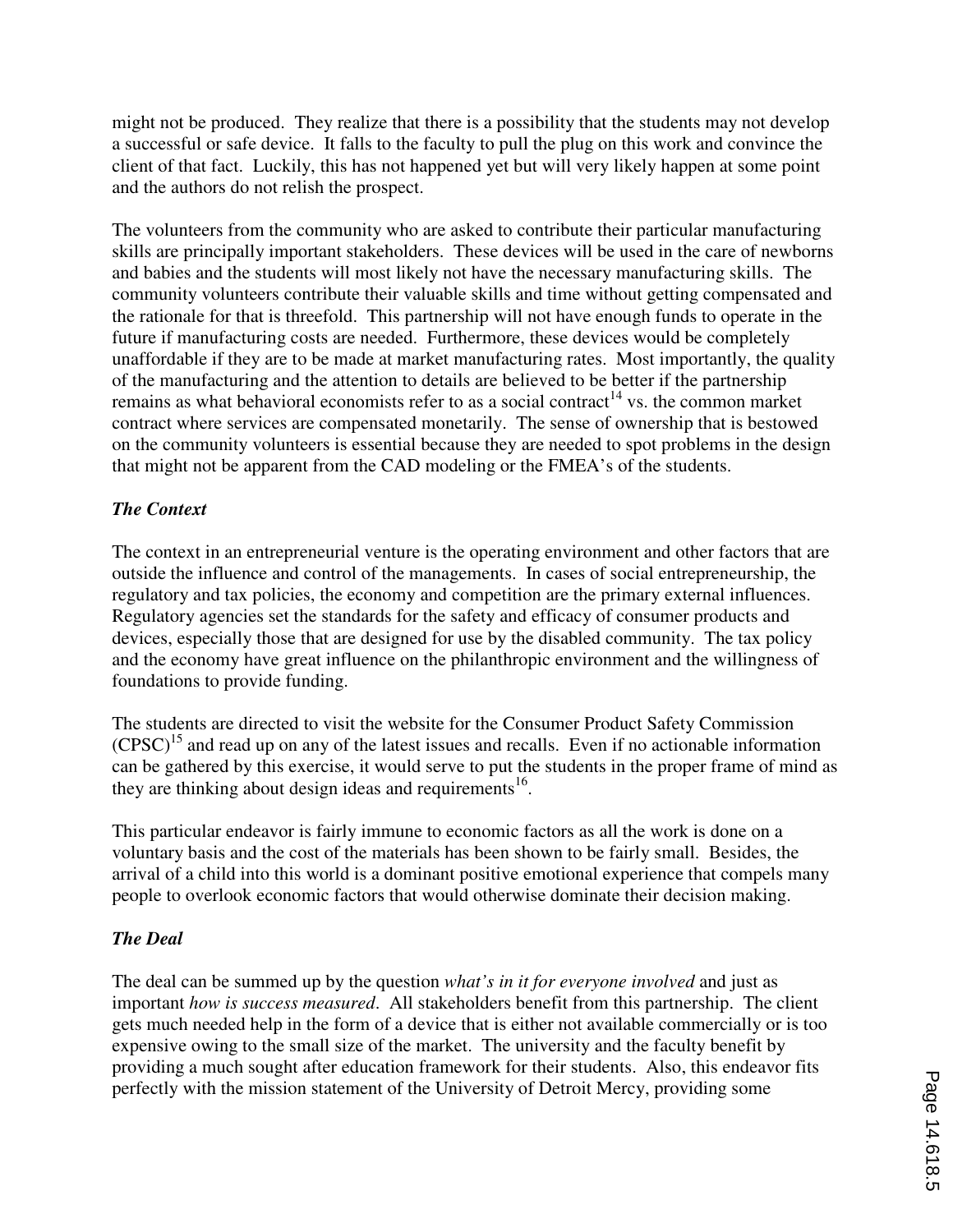might not be produced. They realize that there is a possibility that the students may not develop a successful or safe device. It falls to the faculty to pull the plug on this work and convince the client of that fact. Luckily, this has not happened yet but will very likely happen at some point and the authors do not relish the prospect.

The volunteers from the community who are asked to contribute their particular manufacturing skills are principally important stakeholders. These devices will be used in the care of newborns and babies and the students will most likely not have the necessary manufacturing skills. The community volunteers contribute their valuable skills and time without getting compensated and the rationale for that is threefold. This partnership will not have enough funds to operate in the future if manufacturing costs are needed. Furthermore, these devices would be completely unaffordable if they are to be made at market manufacturing rates. Most importantly, the quality of the manufacturing and the attention to details are believed to be better if the partnership remains as what behavioral economists refer to as a social contract[14] vs. the common market contract where services are compensated monetarily. The sense of ownership that is bestowed on the community volunteers is essential because they are needed to spot problems in the design that might not be apparent from the CAD modeling or the FMEA's of the students.

***The Context***

The context in an entrepreneurial venture is the operating environment and other factors that are outside the influence and control of the managements. In cases of social entrepreneurship, the regulatory and tax policies, the economy and competition are the primary external influences. Regulatory agencies set the standards for the safety and efficacy of consumer products and devices, especially those that are designed for use by the disabled community. The tax policy and the economy have great influence on the philanthropic environment and the willingness of foundations to provide funding.

The students are directed to visit the website for the Consumer Product Safety Commission (CPSC)[15] and read up on any of the latest issues and recalls. Even if no actionable information can be gathered by this exercise, it would serve to put the students in the proper frame of mind as they are thinking about design ideas and requirements[16].

This particular endeavor is fairly immune to economic factors as all the work is done on a voluntary basis and the cost of the materials has been shown to be fairly small. Besides, the arrival of a child into this world is a dominant positive emotional experience that compels many people to overlook economic factors that would otherwise dominate their decision making.

***The Deal***

The deal can be summed up by the question *what's in it for everyone involved* and just as important *how is success measured*. All stakeholders benefit from this partnership. The client gets much needed help in the form of a device that is either not available commercially or is too expensive owing to the small size of the market. The university and the faculty benefit by providing a much sought after education framework for their students. Also, this endeavor fits perfectly with the mission statement of the University of Detroit Mercy, providing some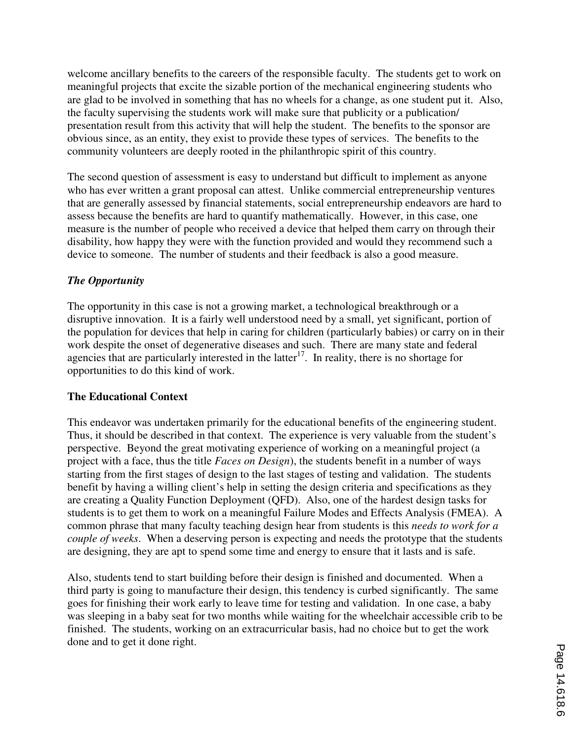welcome ancillary benefits to the careers of the responsible faculty. The students get to work on meaningful projects that excite the sizable portion of the mechanical engineering students who are glad to be involved in something that has no wheels for a change, as one student put it. Also, the faculty supervising the students work will make sure that publicity or a publication/presentation result from this activity that will help the student. The benefits to the sponsor are obvious since, as an entity, they exist to provide these types of services. The benefits to the community volunteers are deeply rooted in the philanthropic spirit of this country.

The second question of assessment is easy to understand but difficult to implement as anyone who has ever written a grant proposal can attest. Unlike commercial entrepreneurship ventures that are generally assessed by financial statements, social entrepreneurship endeavors are hard to assess because the benefits are hard to quantify mathematically. However, in this case, one measure is the number of people who received a device that helped them carry on through their disability, how happy they were with the function provided and would they recommend such a device to someone. The number of students and their feedback is also a good measure.

### *The Opportunity*

The opportunity in this case is not a growing market, a technological breakthrough or a disruptive innovation. It is a fairly well understood need by a small, yet significant, portion of the population for devices that help in caring for children (particularly babies) or carry on in their work despite the onset of degenerative diseases and such. There are many state and federal agencies that are particularly interested in the latter[17]. In reality, there is no shortage for opportunities to do this kind of work.

## The Educational Context

This endeavor was undertaken primarily for the educational benefits of the engineering student. Thus, it should be described in that context. The experience is very valuable from the student's perspective. Beyond the great motivating experience of working on a meaningful project (a project with a face, thus the title *Faces on Design*), the students benefit in a number of ways starting from the first stages of design to the last stages of testing and validation. The students benefit by having a willing client's help in setting the design criteria and specifications as they are creating a Quality Function Deployment (QFD). Also, one of the hardest design tasks for students is to get them to work on a meaningful Failure Modes and Effects Analysis (FMEA). A common phrase that many faculty teaching design hear from students is this *needs to work for a couple of weeks*. When a deserving person is expecting and needs the prototype that the students are designing, they are apt to spend some time and energy to ensure that it lasts and is safe.

Also, students tend to start building before their design is finished and documented. When a third party is going to manufacture their design, this tendency is curbed significantly. The same goes for finishing their work early to leave time for testing and validation. In one case, a baby was sleeping in a baby seat for two months while waiting for the wheelchair accessible crib to be finished. The students, working on an extracurricular basis, had no choice but to get the work done and to get it done right.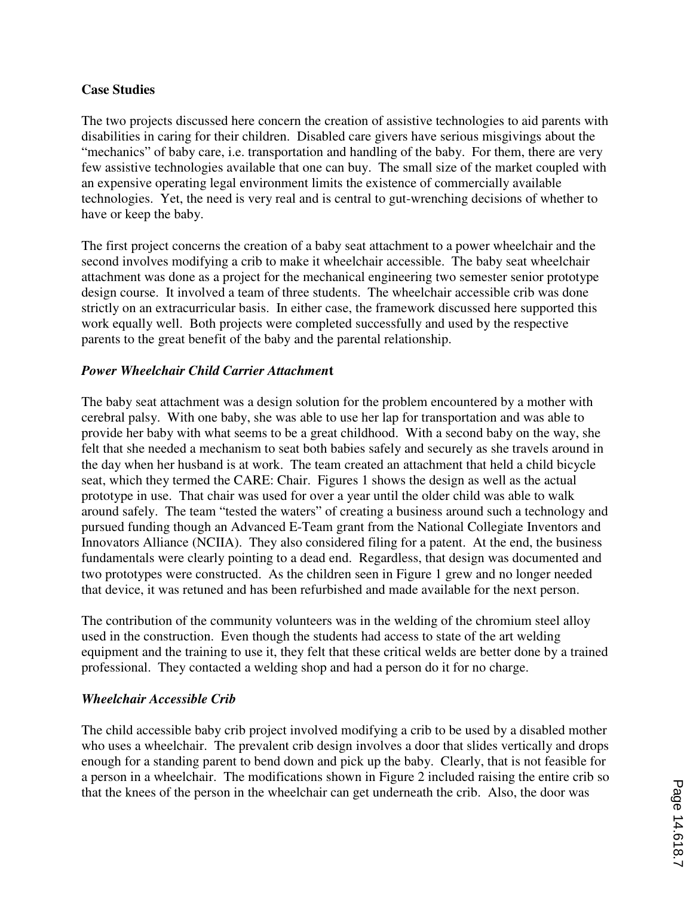**Case Studies**

The two projects discussed here concern the creation of assistive technologies to aid parents with disabilities in caring for their children. Disabled care givers have serious misgivings about the "mechanics" of baby care, i.e. transportation and handling of the baby. For them, there are very few assistive technologies available that one can buy. The small size of the market coupled with an expensive operating legal environment limits the existence of commercially available technologies. Yet, the need is very real and is central to gut-wrenching decisions of whether to have or keep the baby.

The first project concerns the creation of a baby seat attachment to a power wheelchair and the second involves modifying a crib to make it wheelchair accessible. The baby seat wheelchair attachment was done as a project for the mechanical engineering two semester senior prototype design course. It involved a team of three students. The wheelchair accessible crib was done strictly on an extracurricular basis. In either case, the framework discussed here supported this work equally well. Both projects were completed successfully and used by the respective parents to the great benefit of the baby and the parental relationship.

***Power Wheelchair Child Carrier Attachment***

The baby seat attachment was a design solution for the problem encountered by a mother with cerebral palsy. With one baby, she was able to use her lap for transportation and was able to provide her baby with what seems to be a great childhood. With a second baby on the way, she felt that she needed a mechanism to seat both babies safely and securely as she travels around in the day when her husband is at work. The team created an attachment that held a child bicycle seat, which they termed the CARE: Chair. Figures 1 shows the design as well as the actual prototype in use. That chair was used for over a year until the older child was able to walk around safely. The team "tested the waters" of creating a business around such a technology and pursued funding though an Advanced E-Team grant from the National Collegiate Inventors and Innovators Alliance (NCIIA). They also considered filing for a patent. At the end, the business fundamentals were clearly pointing to a dead end. Regardless, that design was documented and two prototypes were constructed. As the children seen in Figure 1 grew and no longer needed that device, it was retuned and has been refurbished and made available for the next person.

The contribution of the community volunteers was in the welding of the chromium steel alloy used in the construction. Even though the students had access to state of the art welding equipment and the training to use it, they felt that these critical welds are better done by a trained professional. They contacted a welding shop and had a person do it for no charge.

***Wheelchair Accessible Crib***

The child accessible baby crib project involved modifying a crib to be used by a disabled mother who uses a wheelchair. The prevalent crib design involves a door that slides vertically and drops enough for a standing parent to bend down and pick up the baby. Clearly, that is not feasible for a person in a wheelchair. The modifications shown in Figure 2 included raising the entire crib so that the knees of the person in the wheelchair can get underneath the crib. Also, the door was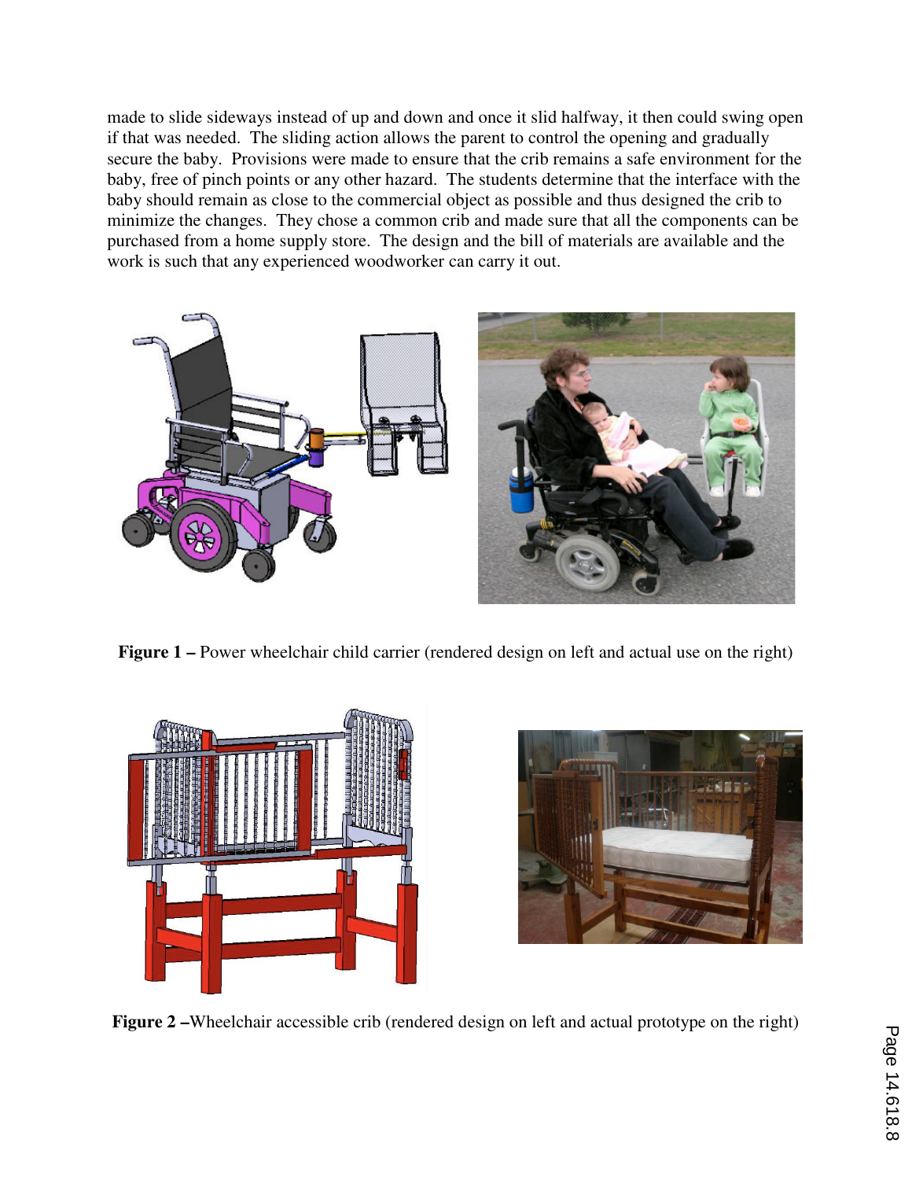made to slide sideways instead of up and down and once it slid halfway, it then could swing open if that was needed. The sliding action allows the parent to control the opening and gradually secure the baby. Provisions were made to ensure that the crib remains a safe environment for the baby, free of pinch points or any other hazard. The students determine that the interface with the baby should remain as close to the commercial object as possible and thus designed the crib to minimize the changes. They chose a common crib and made sure that all the components can be purchased from a home supply store. The design and the bill of materials are available and the work is such that any experienced woodworker can carry it out.

**Figure 1 –** Power wheelchair child carrier (rendered design on left and actual use on the right)

**Figure 2 –**Wheelchair accessible crib (rendered design on left and actual prototype on the right)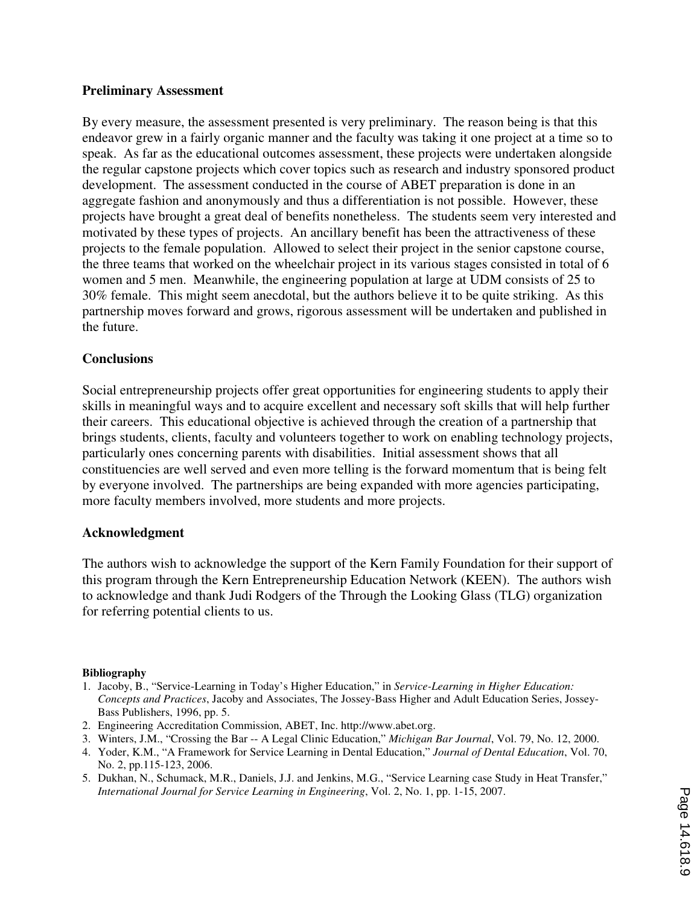## Preliminary Assessment

By every measure, the assessment presented is very preliminary. The reason being is that this endeavor grew in a fairly organic manner and the faculty was taking it one project at a time so to speak. As far as the educational outcomes assessment, these projects were undertaken alongside the regular capstone projects which cover topics such as research and industry sponsored product development. The assessment conducted in the course of ABET preparation is done in an aggregate fashion and anonymously and thus a differentiation is not possible. However, these projects have brought a great deal of benefits nonetheless. The students seem very interested and motivated by these types of projects. An ancillary benefit has been the attractiveness of these projects to the female population. Allowed to select their project in the senior capstone course, the three teams that worked on the wheelchair project in its various stages consisted in total of 6 women and 5 men. Meanwhile, the engineering population at large at UDM consists of 25 to 30% female. This might seem anecdotal, but the authors believe it to be quite striking. As this partnership moves forward and grows, rigorous assessment will be undertaken and published in the future.

## Conclusions

Social entrepreneurship projects offer great opportunities for engineering students to apply their skills in meaningful ways and to acquire excellent and necessary soft skills that will help further their careers. This educational objective is achieved through the creation of a partnership that brings students, clients, faculty and volunteers together to work on enabling technology projects, particularly ones concerning parents with disabilities. Initial assessment shows that all constituencies are well served and even more telling is the forward momentum that is being felt by everyone involved. The partnerships are being expanded with more agencies participating, more faculty members involved, more students and more projects.

## Acknowledgment

The authors wish to acknowledge the support of the Kern Family Foundation for their support of this program through the Kern Entrepreneurship Education Network (KEEN). The authors wish to acknowledge and thank Judi Rodgers of the Through the Looking Glass (TLG) organization for referring potential clients to us.

**Bibliography**

1. Jacoby, B., "Service-Learning in Today's Higher Education," in *Service-Learning in Higher Education: Concepts and Practices*, Jacoby and Associates, The Jossey-Bass Higher and Adult Education Series, Jossey-Bass Publishers, 1996, pp. 5.
2. Engineering Accreditation Commission, ABET, Inc. http://www.abet.org.
3. Winters, J.M., "Crossing the Bar -- A Legal Clinic Education," *Michigan Bar Journal*, Vol. 79, No. 12, 2000.
4. Yoder, K.M., "A Framework for Service Learning in Dental Education," *Journal of Dental Education*, Vol. 70, No. 2, pp.115-123, 2006.
5. Dukhan, N., Schumack, M.R., Daniels, J.J. and Jenkins, M.G., "Service Learning case Study in Heat Transfer," *International Journal for Service Learning in Engineering*, Vol. 2, No. 1, pp. 1-15, 2007.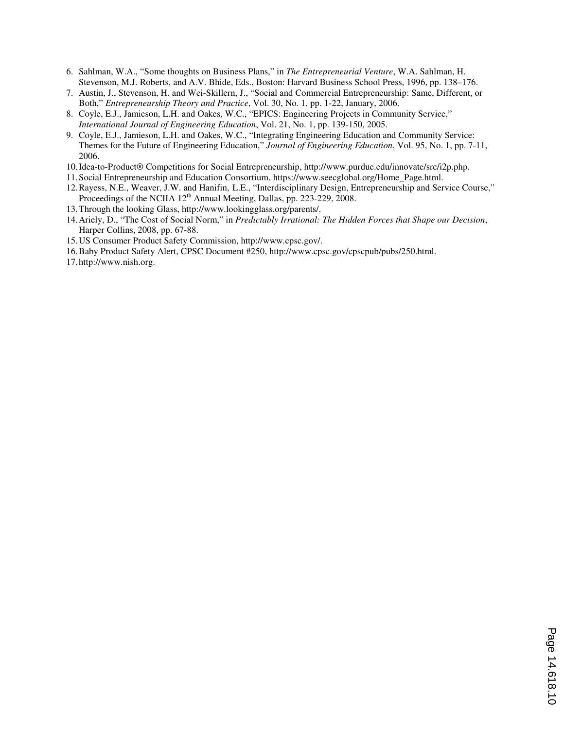6. Sahlman, W.A., "Some thoughts on Business Plans," in *The Entrepreneurial Venture*, W.A. Sahlman, H. Stevenson, M.J. Roberts, and A.V. Bhide, Eds., Boston: Harvard Business School Press, 1996, pp. 138–176.
7. Austin, J., Stevenson, H. and Wei-Skillern, J., "Social and Commercial Entrepreneurship: Same, Different, or Both," *Entrepreneurship Theory and Practice*, Vol. 30, No. 1, pp. 1-22, January, 2006.
8. Coyle, E.J., Jamieson, L.H. and Oakes, W.C., "EPICS: Engineering Projects in Community Service," *International Journal of Engineering Education*, Vol. 21, No. 1, pp. 139-150, 2005.
9. Coyle, E.J., Jamieson, L.H. and Oakes, W.C., "Integrating Engineering Education and Community Service: Themes for the Future of Engineering Education," *Journal of Engineering Education*, Vol. 95, No. 1, pp. 7-11, 2006.
10. Idea-to-Product® Competitions for Social Entrepreneurship, http://www.purdue.edu/innovate/src/i2p.php.
11. Social Entrepreneurship and Education Consortium, https://www.seecglobal.org/Home_Page.html.
12. Rayess, N.E., Weaver, J.W. and Hanifin, L.E., "Interdisciplinary Design, Entrepreneurship and Service Course," Proceedings of the NCIIA 12th Annual Meeting, Dallas, pp. 223-229, 2008.
13. Through the looking Glass, http://www.lookingglass.org/parents/.
14. Ariely, D., "The Cost of Social Norm," in *Predictably Irrational: The Hidden Forces that Shape our Decision*, Harper Collins, 2008, pp. 67-88.
15. US Consumer Product Safety Commission, http://www.cpsc.gov/.
16. Baby Product Safety Alert, CPSC Document #250, http://www.cpsc.gov/cpscpub/pubs/250.html.
17. http://www.nish.org.